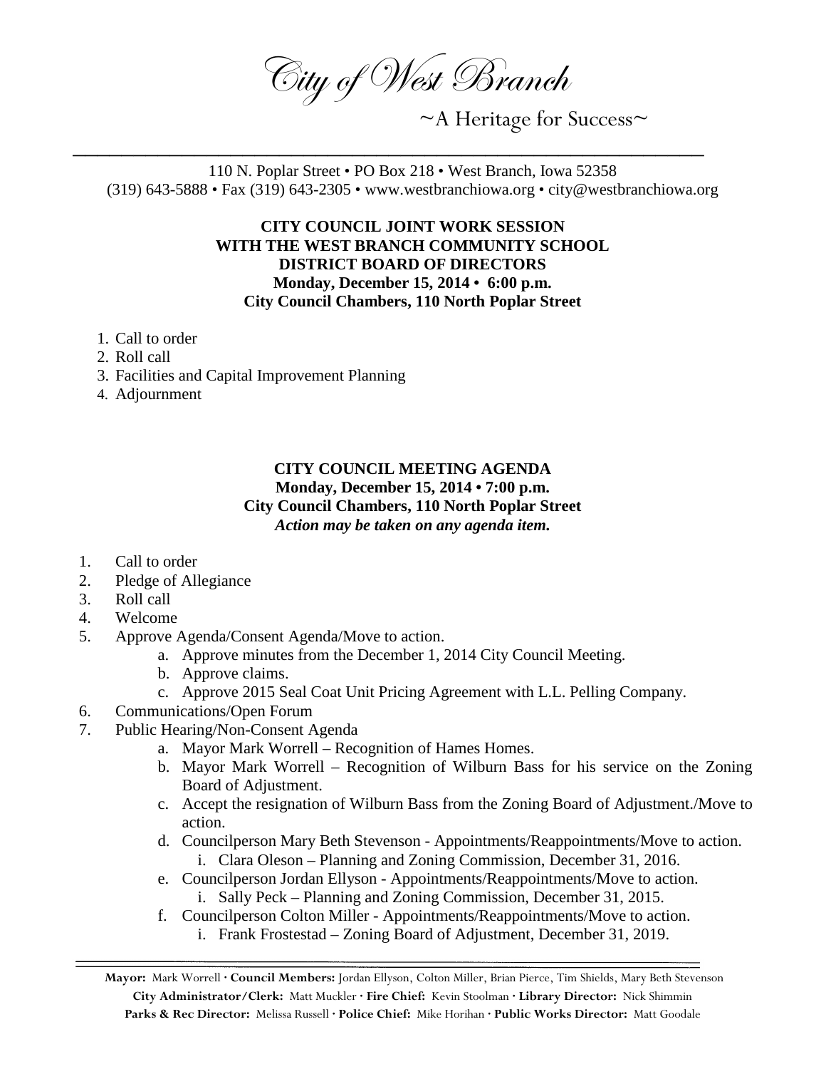# City of West Branch

~A Heritage for Success~

110 N. Poplar Street • PO Box 218 • West Branch, Iowa 52358
(319) 643-5888 • Fax (319) 643-2305 • www.westbranchiowa.org • city@westbranchiowa.org

**CITY COUNCIL JOINT WORK SESSION**
**WITH THE WEST BRANCH COMMUNITY SCHOOL**
**DISTRICT BOARD OF DIRECTORS**
**Monday, December 15, 2014 • 6:00 p.m.**
**City Council Chambers, 110 North Poplar Street**

1. Call to order
2. Roll call
3. Facilities and Capital Improvement Planning
4. Adjournment

**CITY COUNCIL MEETING AGENDA**
**Monday, December 15, 2014 • 7:00 p.m.**
**City Council Chambers, 110 North Poplar Street**
***Action may be taken on any agenda item.***

1. Call to order
2. Pledge of Allegiance
3. Roll call
4. Welcome
5. Approve Agenda/Consent Agenda/Move to action.
   a. Approve minutes from the December 1, 2014 City Council Meeting.
   b. Approve claims.
   c. Approve 2015 Seal Coat Unit Pricing Agreement with L.L. Pelling Company.
6. Communications/Open Forum
7. Public Hearing/Non-Consent Agenda
   a. Mayor Mark Worrell – Recognition of Hames Homes.
   b. Mayor Mark Worrell – Recognition of Wilburn Bass for his service on the Zoning Board of Adjustment.
   c. Accept the resignation of Wilburn Bass from the Zoning Board of Adjustment./Move to action.
   d. Councilperson Mary Beth Stevenson - Appointments/Reappointments/Move to action.
      i. Clara Oleson – Planning and Zoning Commission, December 31, 2016.
   e. Councilperson Jordan Ellyson - Appointments/Reappointments/Move to action.
      i. Sally Peck – Planning and Zoning Commission, December 31, 2015.
   f. Councilperson Colton Miller - Appointments/Reappointments/Move to action.
      i. Frank Frostestad – Zoning Board of Adjustment, December 31, 2019.

**Mayor:** Mark Worrell · **Council Members:** Jordan Ellyson, Colton Miller, Brian Pierce, Tim Shields, Mary Beth Stevenson
**City Administrator/Clerk:** Matt Muckler · **Fire Chief:** Kevin Stoolman · **Library Director:** Nick Shimmin
**Parks & Rec Director:** Melissa Russell · **Police Chief:** Mike Horihan · **Public Works Director:** Matt Goodale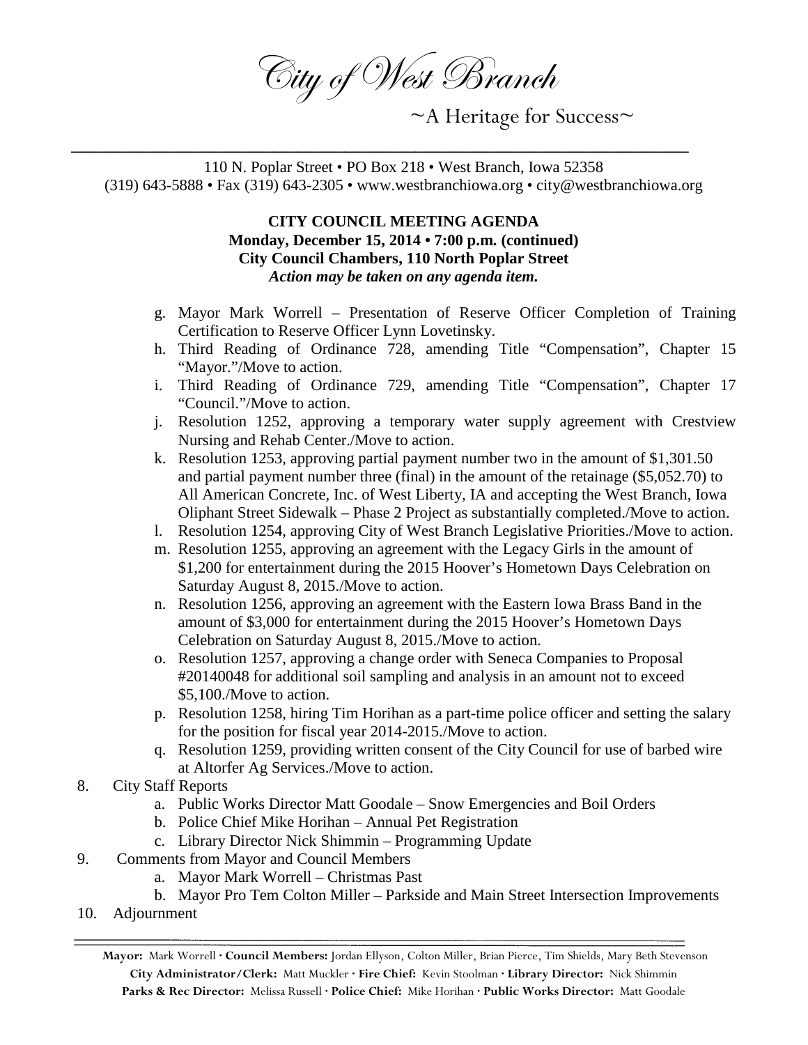City of West Branch

~A Heritage for Success~

110 N. Poplar Street • PO Box 218 • West Branch, Iowa 52358
(319) 643-5888 • Fax (319) 643-2305 • www.westbranchiowa.org • city@westbranchiowa.org

**CITY COUNCIL MEETING AGENDA**
**Monday, December 15, 2014 • 7:00 p.m. (continued)**
**City Council Chambers, 110 North Poplar Street**
***Action may be taken on any agenda item.***

- g. Mayor Mark Worrell – Presentation of Reserve Officer Completion of Training Certification to Reserve Officer Lynn Lovetinsky.
- h. Third Reading of Ordinance 728, amending Title "Compensation", Chapter 15 "Mayor."/Move to action.
- i. Third Reading of Ordinance 729, amending Title "Compensation", Chapter 17 "Council."/Move to action.
- j. Resolution 1252, approving a temporary water supply agreement with Crestview Nursing and Rehab Center./Move to action.
- k. Resolution 1253, approving partial payment number two in the amount of $1,301.50 and partial payment number three (final) in the amount of the retainage ($5,052.70) to All American Concrete, Inc. of West Liberty, IA and accepting the West Branch, Iowa Oliphant Street Sidewalk – Phase 2 Project as substantially completed./Move to action.
- l. Resolution 1254, approving City of West Branch Legislative Priorities./Move to action.
- m. Resolution 1255, approving an agreement with the Legacy Girls in the amount of $1,200 for entertainment during the 2015 Hoover's Hometown Days Celebration on Saturday August 8, 2015./Move to action.
- n. Resolution 1256, approving an agreement with the Eastern Iowa Brass Band in the amount of $3,000 for entertainment during the 2015 Hoover's Hometown Days Celebration on Saturday August 8, 2015./Move to action.
- o. Resolution 1257, approving a change order with Seneca Companies to Proposal #20140048 for additional soil sampling and analysis in an amount not to exceed $5,100./Move to action.
- p. Resolution 1258, hiring Tim Horihan as a part-time police officer and setting the salary for the position for fiscal year 2014-2015./Move to action.
- q. Resolution 1259, providing written consent of the City Council for use of barbed wire at Altorfer Ag Services./Move to action.

8. City Staff Reports
   - a. Public Works Director Matt Goodale – Snow Emergencies and Boil Orders
   - b. Police Chief Mike Horihan – Annual Pet Registration
   - c. Library Director Nick Shimmin – Programming Update
9. Comments from Mayor and Council Members
   - a. Mayor Mark Worrell – Christmas Past
   - b. Mayor Pro Tem Colton Miller – Parkside and Main Street Intersection Improvements
10. Adjournment

**Mayor:** Mark Worrell · **Council Members:** Jordan Ellyson, Colton Miller, Brian Pierce, Tim Shields, Mary Beth Stevenson
**City Administrator/Clerk:** Matt Muckler · **Fire Chief:** Kevin Stoolman · **Library Director:** Nick Shimmin
**Parks & Rec Director:** Melissa Russell · **Police Chief:** Mike Horihan · **Public Works Director:** Matt Goodale